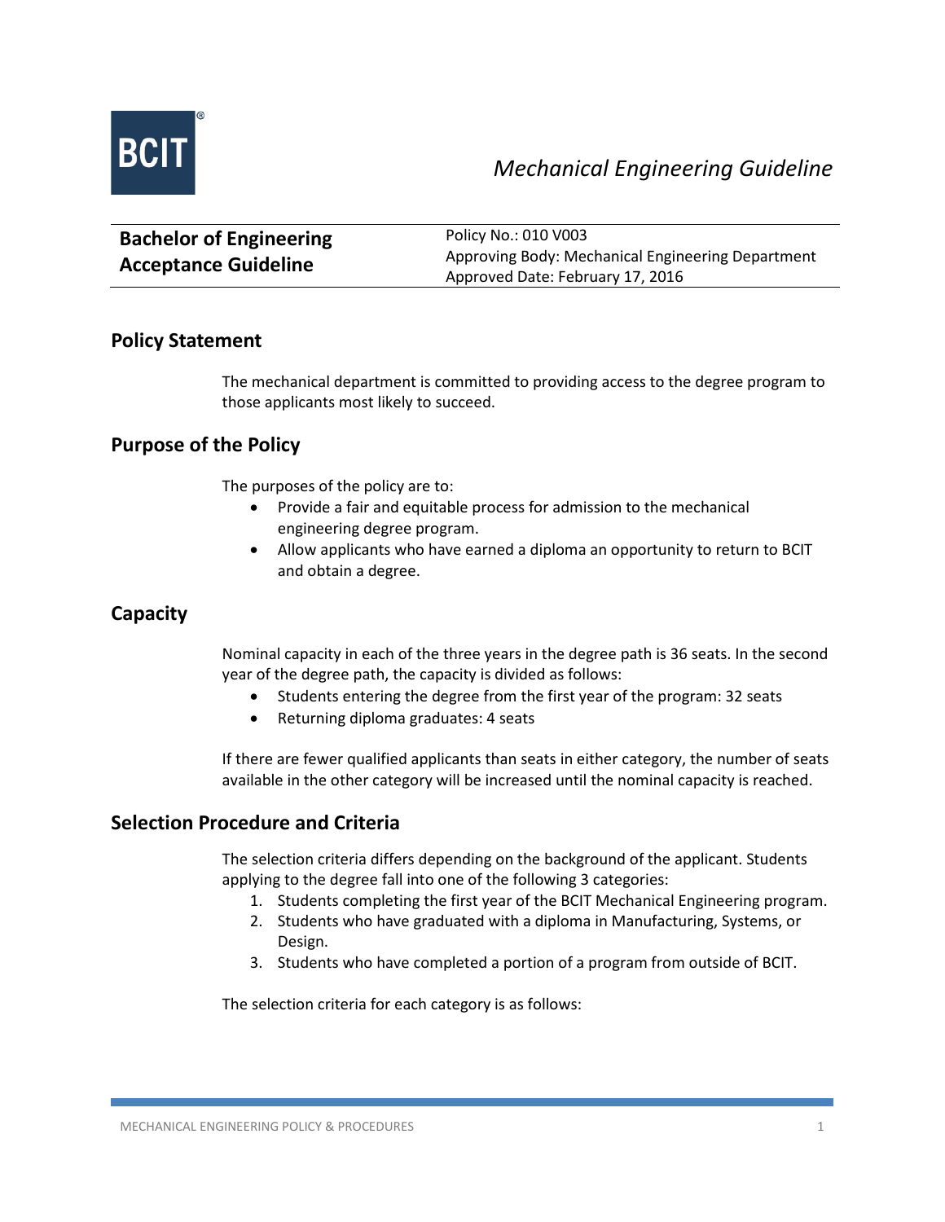*Mechanical Engineering Guideline*

| **Bachelor of Engineering Acceptance Guideline** | Policy No.: 010 V003<br>Approving Body: Mechanical Engineering Department<br>Approved Date: February 17, 2016 |
|---|---|

## Policy Statement

The mechanical department is committed to providing access to the degree program to those applicants most likely to succeed.

## Purpose of the Policy

The purposes of the policy are to:

- Provide a fair and equitable process for admission to the mechanical engineering degree program.
- Allow applicants who have earned a diploma an opportunity to return to BCIT and obtain a degree.

## Capacity

Nominal capacity in each of the three years in the degree path is 36 seats. In the second year of the degree path, the capacity is divided as follows:

- Students entering the degree from the first year of the program: 32 seats
- Returning diploma graduates: 4 seats

If there are fewer qualified applicants than seats in either category, the number of seats available in the other category will be increased until the nominal capacity is reached.

## Selection Procedure and Criteria

The selection criteria differs depending on the background of the applicant. Students applying to the degree fall into one of the following 3 categories:

1. Students completing the first year of the BCIT Mechanical Engineering program.
2. Students who have graduated with a diploma in Manufacturing, Systems, or Design.
3. Students who have completed a portion of a program from outside of BCIT.

The selection criteria for each category is as follows: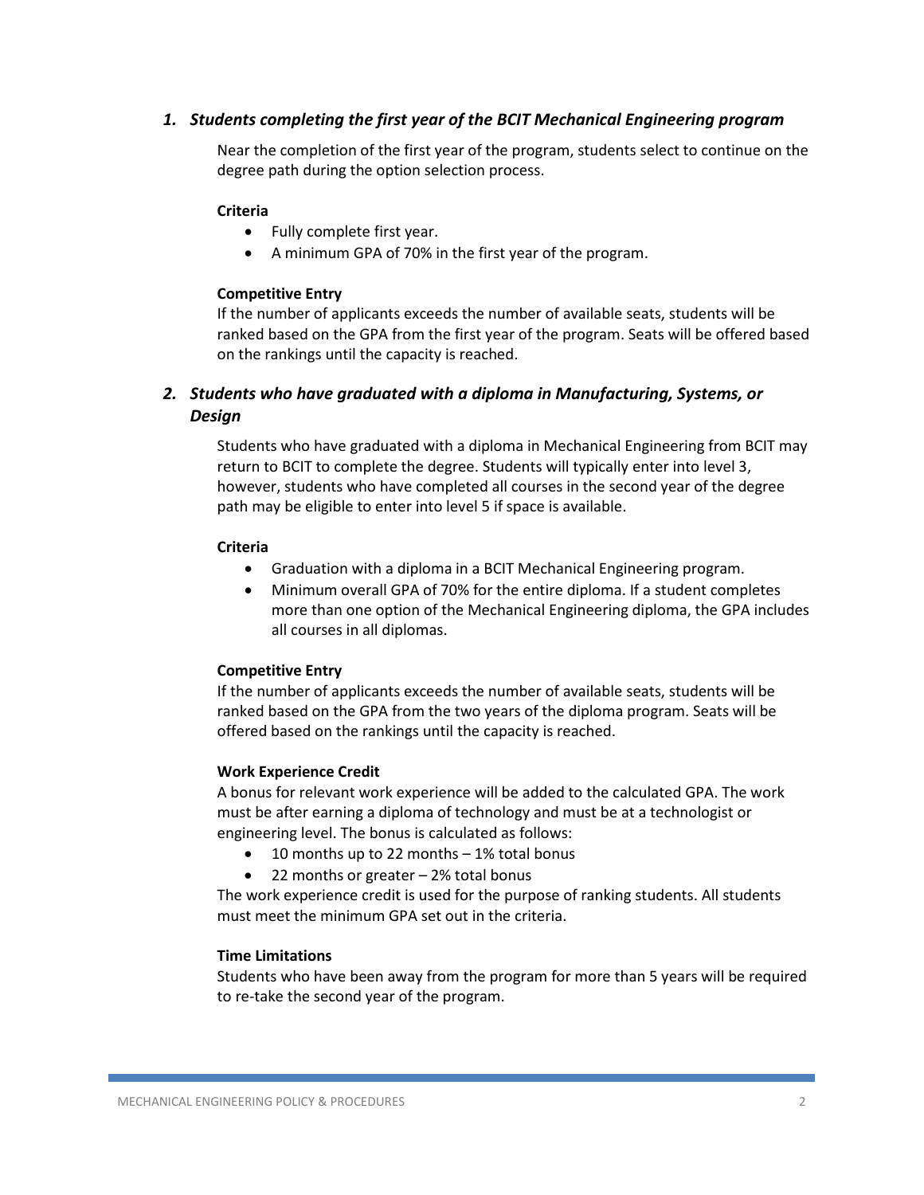### *1. Students completing the first year of the BCIT Mechanical Engineering program*

Near the completion of the first year of the program, students select to continue on the degree path during the option selection process.

**Criteria**

- Fully complete first year.
- A minimum GPA of 70% in the first year of the program.

**Competitive Entry**

If the number of applicants exceeds the number of available seats, students will be ranked based on the GPA from the first year of the program. Seats will be offered based on the rankings until the capacity is reached.

### *2. Students who have graduated with a diploma in Manufacturing, Systems, or Design*

Students who have graduated with a diploma in Mechanical Engineering from BCIT may return to BCIT to complete the degree. Students will typically enter into level 3, however, students who have completed all courses in the second year of the degree path may be eligible to enter into level 5 if space is available.

**Criteria**

- Graduation with a diploma in a BCIT Mechanical Engineering program.
- Minimum overall GPA of 70% for the entire diploma. If a student completes more than one option of the Mechanical Engineering diploma, the GPA includes all courses in all diplomas.

**Competitive Entry**

If the number of applicants exceeds the number of available seats, students will be ranked based on the GPA from the two years of the diploma program. Seats will be offered based on the rankings until the capacity is reached.

**Work Experience Credit**

A bonus for relevant work experience will be added to the calculated GPA. The work must be after earning a diploma of technology and must be at a technologist or engineering level. The bonus is calculated as follows:

- 10 months up to 22 months – 1% total bonus
- 22 months or greater – 2% total bonus

The work experience credit is used for the purpose of ranking students. All students must meet the minimum GPA set out in the criteria.

**Time Limitations**

Students who have been away from the program for more than 5 years will be required to re-take the second year of the program.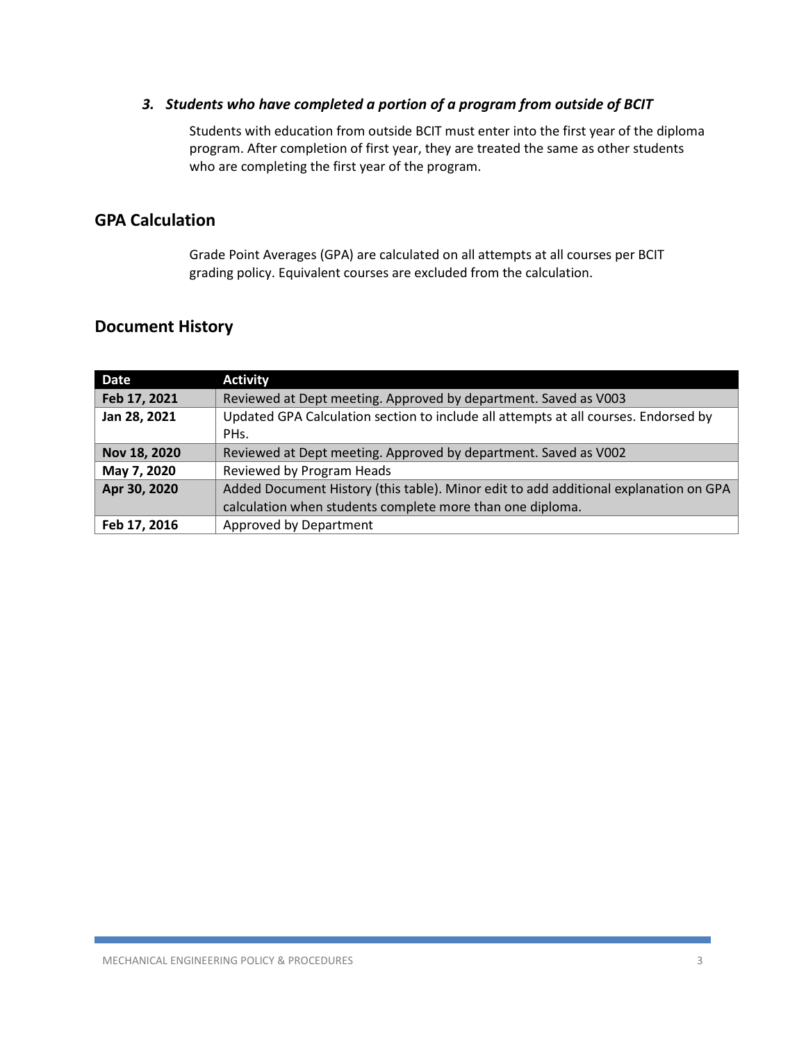### *3. Students who have completed a portion of a program from outside of BCIT*

Students with education from outside BCIT must enter into the first year of the diploma program. After completion of first year, they are treated the same as other students who are completing the first year of the program.

## GPA Calculation

Grade Point Averages (GPA) are calculated on all attempts at all courses per BCIT grading policy. Equivalent courses are excluded from the calculation.

## Document History

| Date | Activity |
|---|---|
| **Feb 17, 2021** | Reviewed at Dept meeting. Approved by department. Saved as V003 |
| **Jan 28, 2021** | Updated GPA Calculation section to include all attempts at all courses. Endorsed by PHs. |
| **Nov 18, 2020** | Reviewed at Dept meeting. Approved by department. Saved as V002 |
| **May 7, 2020** | Reviewed by Program Heads |
| **Apr 30, 2020** | Added Document History (this table). Minor edit to add additional explanation on GPA calculation when students complete more than one diploma. |
| **Feb 17, 2016** | Approved by Department |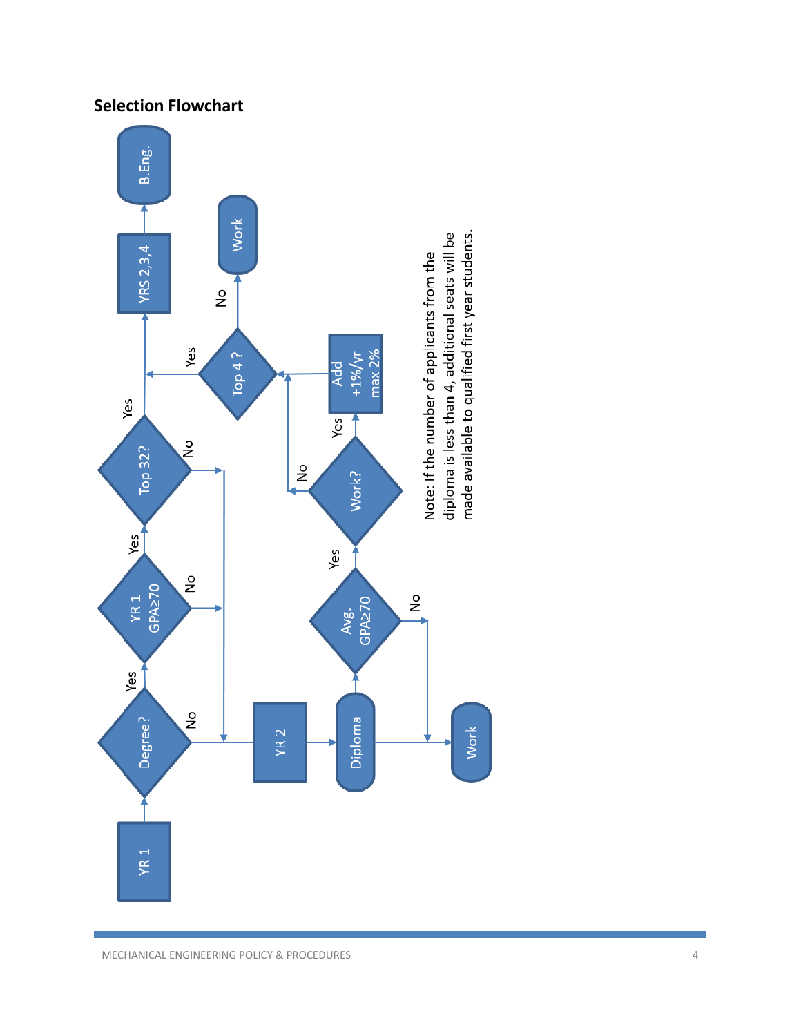## Selection Flowchart

YR 1

Degree?

Yes

No

YR 1 GPA≥70

Yes

No

Top 32?

Yes

No

YRS 2,3,4

B.Eng.

YR 2

Diploma

Avg. GPA≥70

Yes

No

Work?

Yes

No

Add +1%/yr max 2%

Top 4 ?

Yes

No

Work

Work

Note: If the number of applicants from the diploma is less than 4, additional seats will be made available to qualified first year students.